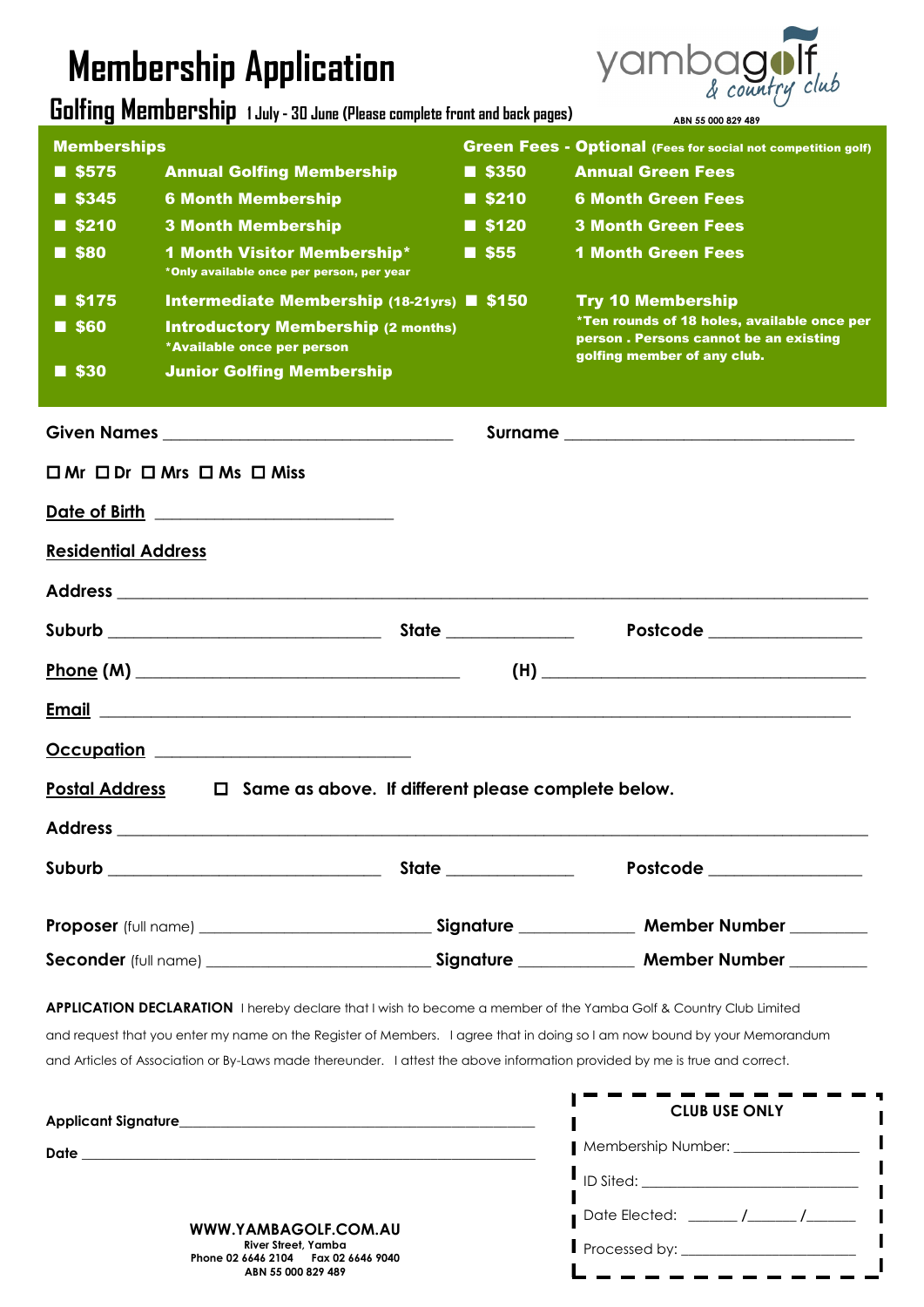# Membership Application

yambagolf & country club

ABN 55 000 829 489

## Golfing Membership 1 July - 30 June (Please complete front and back pages)

| Memberships | | Green Fees - Optional (Fees for social not competition golf) | |
|---|---|---|---|
| ■ $575 | Annual Golfing Membership | ■ $350 | Annual Green Fees |
| ■ $345 | 6 Month Membership | ■ $210 | 6 Month Green Fees |
| ■ $210 | 3 Month Membership | ■ $120 | 3 Month Green Fees |
| ■ $80 | 1 Month Visitor Membership* *Only available once per person, per year | ■ $55 | 1 Month Green Fees |
| ■ $175 | Intermediate Membership (18-21yrs) | ■ $150 | Try 10 Membership *Ten rounds of 18 holes, available once per person . Persons cannot be an existing golfing member of any club. |
| ■ $60 | Introductory Membership (2 months) *Available once per person | | |
| ■ $30 | Junior Golfing Membership | | |

**Given Names** ______________________________ **Surname** ______________________________

☐ Mr ☐ Dr ☐ Mrs ☐ Ms ☐ Miss

**Date of Birth** ________________________

**Residential Address**

**Address** ______________________________________________________________

**Suburb** ____________________________ **State** _____________ **Postcode** _______________

**Phone (M)** __________________________________ **(H)** __________________________________

**Email** ______________________________________________________________

**Occupation** ___________________________

**Postal Address** ☐ **Same as above. If different please complete below.**

**Address** ______________________________________________________________

**Suburb** ____________________________ **State** _____________ **Postcode** _______________

**Proposer** (full name) ________________________ **Signature** ____________ **Member Number** ________

**Seconder** (full name) ________________________ **Signature** ____________ **Member Number** ________

**APPLICATION DECLARATION** I hereby declare that I wish to become a member of the Yamba Golf & Country Club Limited and request that you enter my name on the Register of Members. I agree that in doing so I am now bound by your Memorandum and Articles of Association or By-Laws made thereunder. I attest the above information provided by me is true and correct.

**Applicant Signature** ____________________________________________

**Date** ____________________________________________

**CLUB USE ONLY**

Membership Number: ____________________

ID Sited: ____________________

Date Elected: ______ /______ /______

Processed by: ____________________

**WWW.YAMBAGOLF.COM.AU**
River Street, Yamba
Phone 02 6646 2104 Fax 02 6646 9040
ABN 55 000 829 489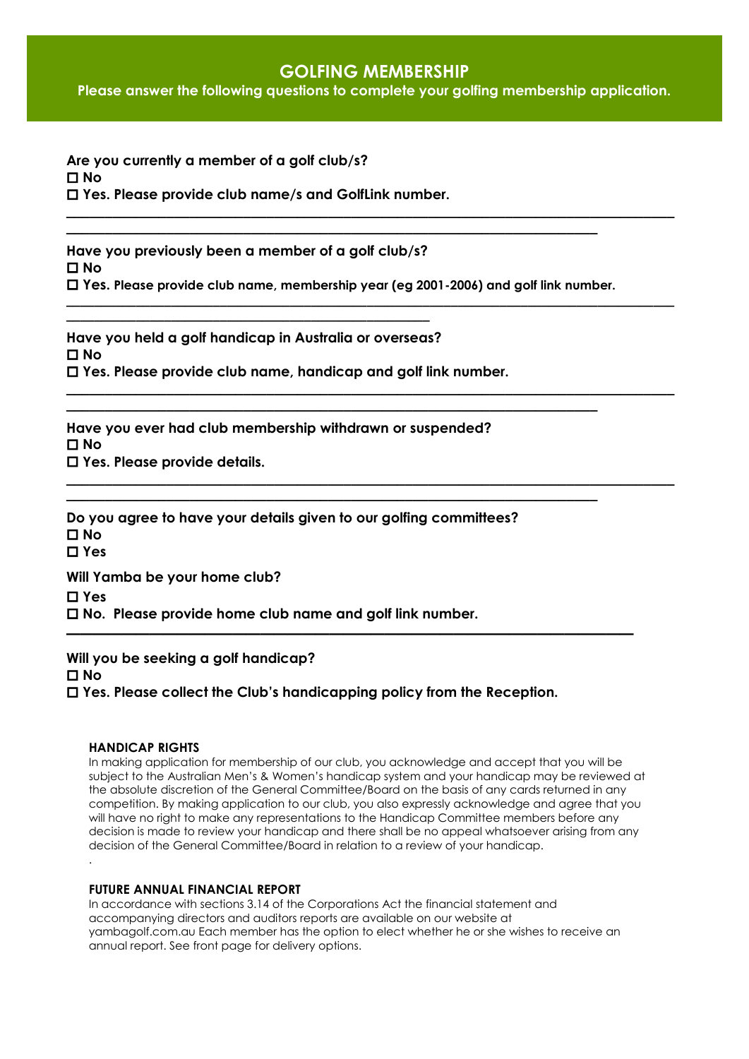## GOLFING MEMBERSHIP

**Please answer the following questions to complete your golfing membership application.**

**Are you currently a member of a golf club/s?**

☐ **No**

☐ **Yes. Please provide club name/s and GolfLink number.**

\_\_\_\_\_\_\_\_\_\_\_\_\_\_\_\_\_\_\_\_\_\_\_\_\_\_\_\_\_\_\_\_\_\_\_\_\_\_\_\_\_\_\_\_\_\_\_\_\_\_\_\_\_\_\_\_\_\_\_\_\_\_\_\_\_\_\_\_\_\_\_\_\_\_\_\_\_\_

\_\_\_\_\_\_\_\_\_\_\_\_\_\_\_\_\_\_\_\_\_\_\_\_\_\_\_\_\_\_\_\_\_\_\_\_\_\_\_\_\_\_\_\_\_\_\_\_\_\_\_\_\_\_\_\_\_\_\_\_\_\_\_\_\_\_\_

**Have you previously been a member of a golf club/s?**

☐ **No**

☐ **Yes. Please provide club name, membership year (eg 2001-2006) and golf link number.**

\_\_\_\_\_\_\_\_\_\_\_\_\_\_\_\_\_\_\_\_\_\_\_\_\_\_\_\_\_\_\_\_\_\_\_\_\_\_\_\_\_\_\_\_\_\_\_\_\_\_\_\_\_\_\_\_\_\_\_\_\_\_\_\_\_\_\_\_\_\_\_\_\_\_\_\_\_\_

\_\_\_\_\_\_\_\_\_\_\_\_\_\_\_\_\_\_\_\_\_\_\_\_\_\_\_\_\_\_\_\_\_\_\_\_\_\_\_\_\_\_\_\_\_\_

**Have you held a golf handicap in Australia or overseas?**

☐ **No**

☐ **Yes. Please provide club name, handicap and golf link number.**

\_\_\_\_\_\_\_\_\_\_\_\_\_\_\_\_\_\_\_\_\_\_\_\_\_\_\_\_\_\_\_\_\_\_\_\_\_\_\_\_\_\_\_\_\_\_\_\_\_\_\_\_\_\_\_\_\_\_\_\_\_\_\_\_\_\_\_\_\_\_\_\_\_\_\_\_\_\_

\_\_\_\_\_\_\_\_\_\_\_\_\_\_\_\_\_\_\_\_\_\_\_\_\_\_\_\_\_\_\_\_\_\_\_\_\_\_\_\_\_\_\_\_\_\_\_\_\_\_\_\_\_\_\_\_\_\_\_\_\_\_\_\_\_\_\_

**Have you ever had club membership withdrawn or suspended?**

☐ **No**

☐ **Yes. Please provide details.**

\_\_\_\_\_\_\_\_\_\_\_\_\_\_\_\_\_\_\_\_\_\_\_\_\_\_\_\_\_\_\_\_\_\_\_\_\_\_\_\_\_\_\_\_\_\_\_\_\_\_\_\_\_\_\_\_\_\_\_\_\_\_\_\_\_\_\_\_\_\_\_\_\_\_\_\_\_\_

\_\_\_\_\_\_\_\_\_\_\_\_\_\_\_\_\_\_\_\_\_\_\_\_\_\_\_\_\_\_\_\_\_\_\_\_\_\_\_\_\_\_\_\_\_\_\_\_\_\_\_\_\_\_\_\_\_\_\_\_\_\_\_\_\_\_\_

**Do you agree to have your details given to our golfing committees?**

☐ **No**

☐ **Yes**

**Will Yamba be your home club?**

☐ **Yes**

☐ **No. Please provide home club name and golf link number.**

\_\_\_\_\_\_\_\_\_\_\_\_\_\_\_\_\_\_\_\_\_\_\_\_\_\_\_\_\_\_\_\_\_\_\_\_\_\_\_\_\_\_\_\_\_\_\_\_\_\_\_\_\_\_\_\_\_\_\_\_\_\_\_\_\_\_\_\_\_\_\_

**Will you be seeking a golf handicap?**

☐ **No**

☐ **Yes. Please collect the Club's handicapping policy from the Reception.**

### HANDICAP RIGHTS

In making application for membership of our club, you acknowledge and accept that you will be subject to the Australian Men's & Women's handicap system and your handicap may be reviewed at the absolute discretion of the General Committee/Board on the basis of any cards returned in any competition. By making application to our club, you also expressly acknowledge and agree that you will have no right to make any representations to the Handicap Committee members before any decision is made to review your handicap and there shall be no appeal whatsoever arising from any decision of the General Committee/Board in relation to a review of your handicap.

### FUTURE ANNUAL FINANCIAL REPORT

In accordance with sections 3.14 of the Corporations Act the financial statement and accompanying directors and auditors reports are available on our website at yambagolf.com.au Each member has the option to elect whether he or she wishes to receive an annual report. See front page for delivery options.